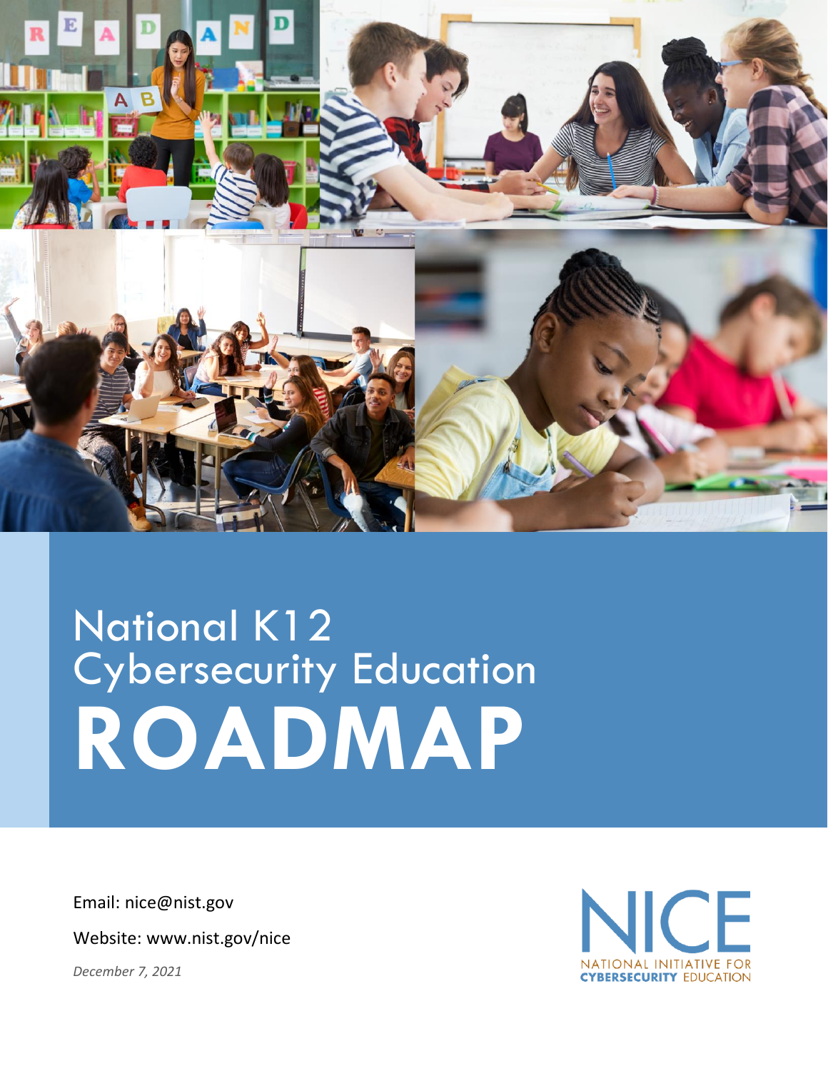# National K12 Cybersecurity Education ROADMAP

Email: nice@nist.gov

Website: www.nist.gov/nice

*December 7, 2021*

NICE
NATIONAL INITIATIVE FOR **CYBERSECURITY** EDUCATION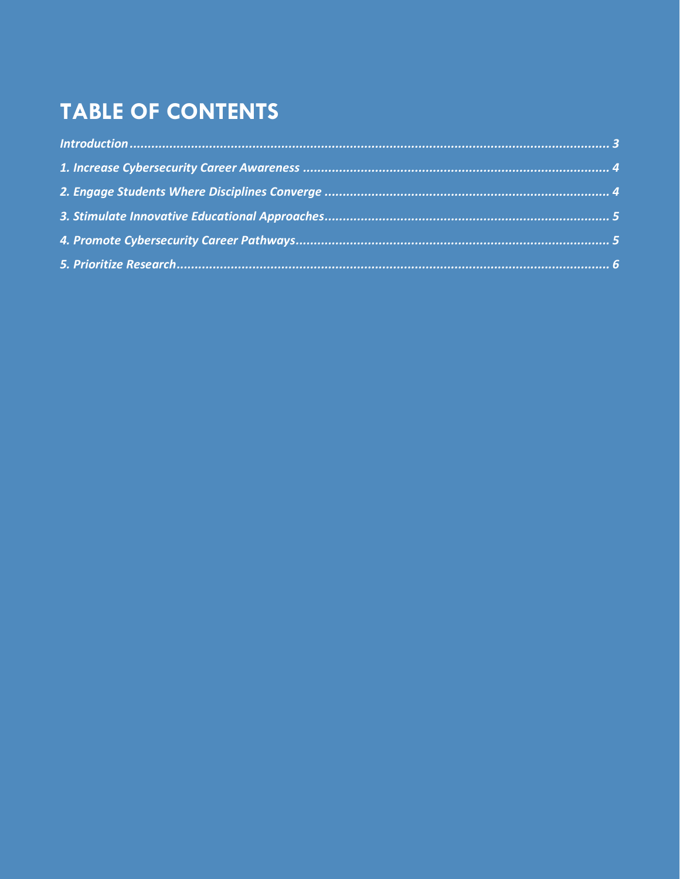# TABLE OF CONTENTS

*Introduction* ........................................................................................................................ *3*

*1. Increase Cybersecurity Career Awareness* ........................................................................ *4*

*2. Engage Students Where Disciplines Converge* .................................................................. *4*

*3. Stimulate Innovative Educational Approaches* .................................................................. *5*

*4. Promote Cybersecurity Career Pathways* .......................................................................... *5*

*5. Prioritize Research* ............................................................................................................ *6*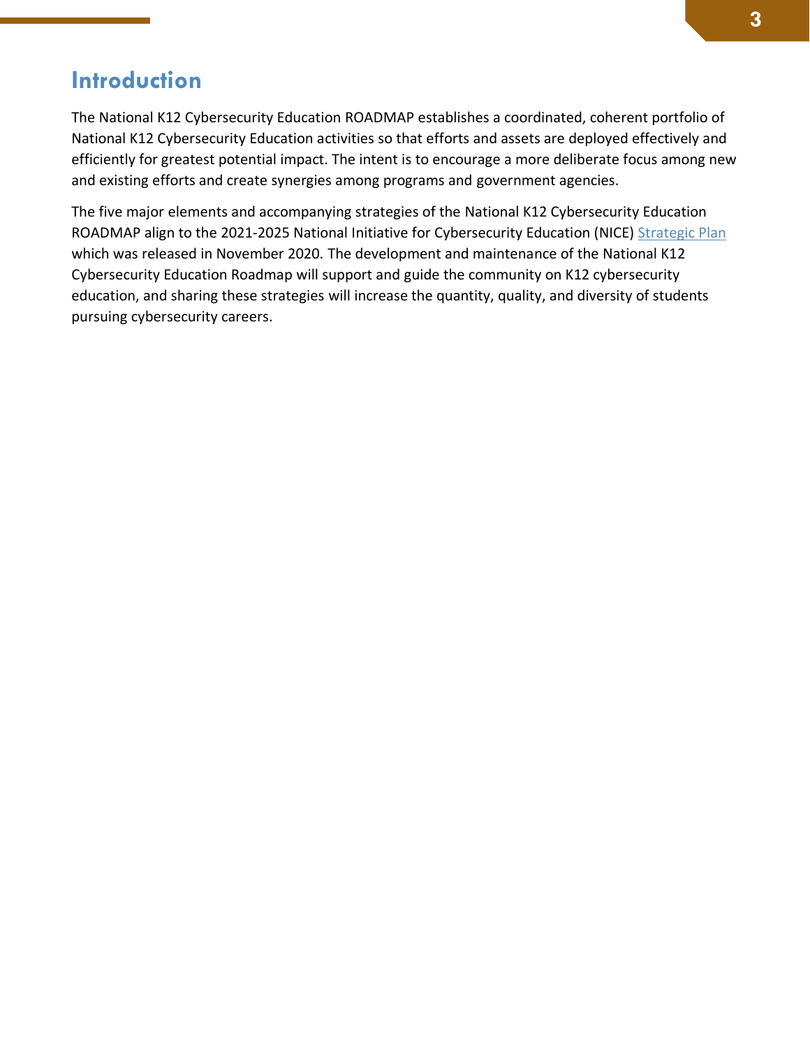## Introduction

The National K12 Cybersecurity Education ROADMAP establishes a coordinated, coherent portfolio of National K12 Cybersecurity Education activities so that efforts and assets are deployed effectively and efficiently for greatest potential impact. The intent is to encourage a more deliberate focus among new and existing efforts and create synergies among programs and government agencies.

The five major elements and accompanying strategies of the National K12 Cybersecurity Education ROADMAP align to the 2021-2025 National Initiative for Cybersecurity Education (NICE) Strategic Plan which was released in November 2020. The development and maintenance of the National K12 Cybersecurity Education Roadmap will support and guide the community on K12 cybersecurity education, and sharing these strategies will increase the quantity, quality, and diversity of students pursuing cybersecurity careers.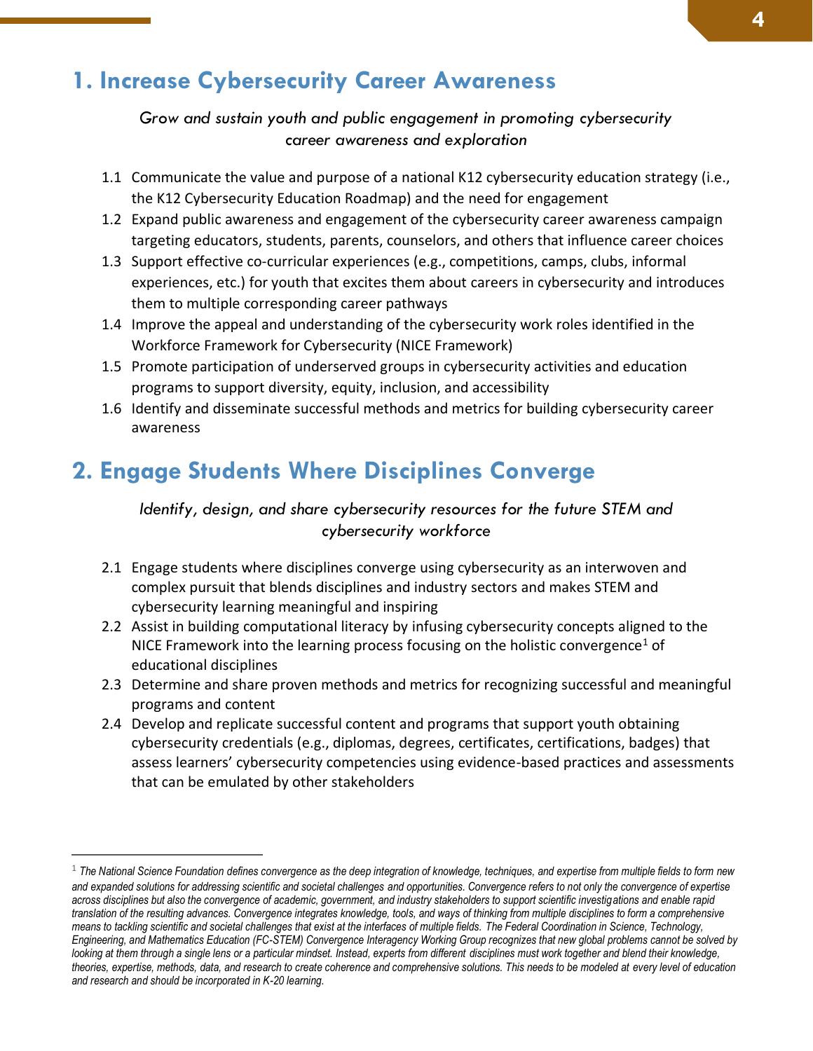## 1. Increase Cybersecurity Career Awareness

*Grow and sustain youth and public engagement in promoting cybersecurity career awareness and exploration*

1.1 Communicate the value and purpose of a national K12 cybersecurity education strategy (i.e., the K12 Cybersecurity Education Roadmap) and the need for engagement

1.2 Expand public awareness and engagement of the cybersecurity career awareness campaign targeting educators, students, parents, counselors, and others that influence career choices

1.3 Support effective co-curricular experiences (e.g., competitions, camps, clubs, informal experiences, etc.) for youth that excites them about careers in cybersecurity and introduces them to multiple corresponding career pathways

1.4 Improve the appeal and understanding of the cybersecurity work roles identified in the Workforce Framework for Cybersecurity (NICE Framework)

1.5 Promote participation of underserved groups in cybersecurity activities and education programs to support diversity, equity, inclusion, and accessibility

1.6 Identify and disseminate successful methods and metrics for building cybersecurity career awareness

## 2. Engage Students Where Disciplines Converge

*Identify, design, and share cybersecurity resources for the future STEM and cybersecurity workforce*

2.1 Engage students where disciplines converge using cybersecurity as an interwoven and complex pursuit that blends disciplines and industry sectors and makes STEM and cybersecurity learning meaningful and inspiring

2.2 Assist in building computational literacy by infusing cybersecurity concepts aligned to the NICE Framework into the learning process focusing on the holistic convergence[1] of educational disciplines

2.3 Determine and share proven methods and metrics for recognizing successful and meaningful programs and content

2.4 Develop and replicate successful content and programs that support youth obtaining cybersecurity credentials (e.g., diplomas, degrees, certificates, certifications, badges) that assess learners' cybersecurity competencies using evidence-based practices and assessments that can be emulated by other stakeholders

---

[1] *The National Science Foundation defines convergence as the deep integration of knowledge, techniques, and expertise from multiple fields to form new and expanded solutions for addressing scientific and societal challenges and opportunities. Convergence refers to not only the convergence of expertise across disciplines but also the convergence of academic, government, and industry stakeholders to support scientific investigations and enable rapid translation of the resulting advances. Convergence integrates knowledge, tools, and ways of thinking from multiple disciplines to form a comprehensive means to tackling scientific and societal challenges that exist at the interfaces of multiple fields. The Federal Coordination in Science, Technology, Engineering, and Mathematics Education (FC-STEM) Convergence Interagency Working Group recognizes that new global problems cannot be solved by looking at them through a single lens or a particular mindset. Instead, experts from different disciplines must work together and blend their knowledge, theories, expertise, methods, data, and research to create coherence and comprehensive solutions. This needs to be modeled at every level of education and research and should be incorporated in K-20 learning.*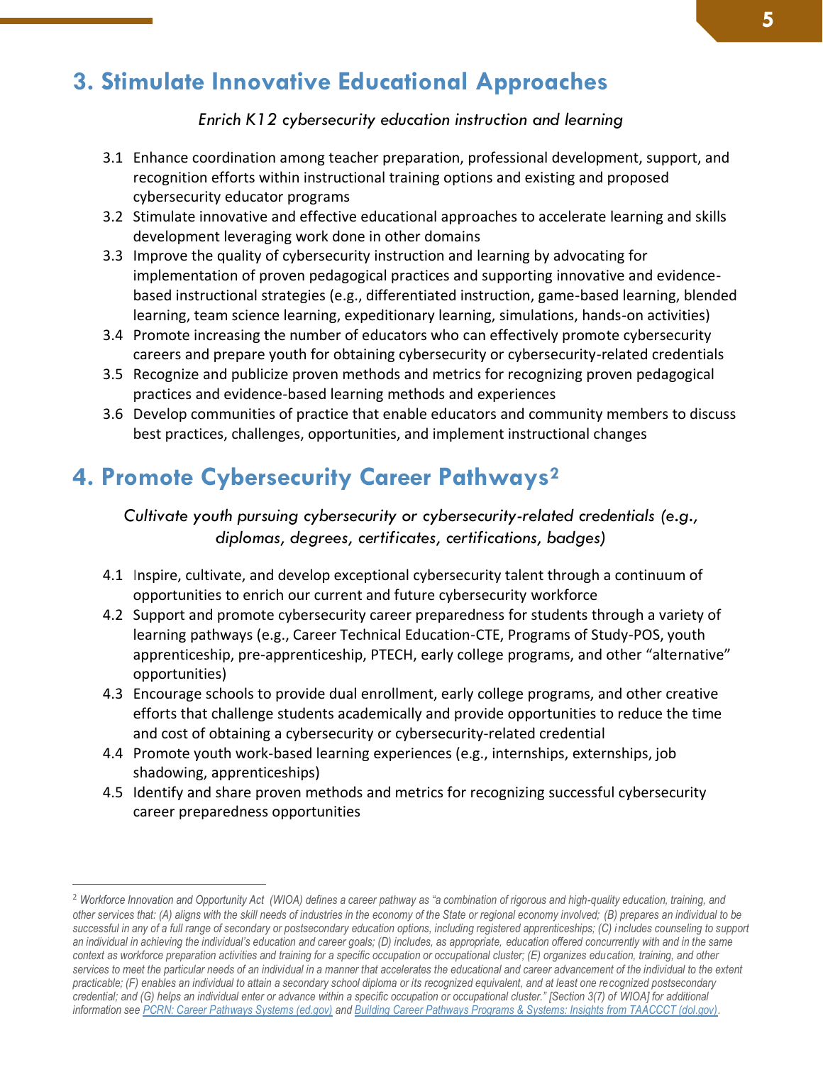## 3. Stimulate Innovative Educational Approaches

*Enrich K12 cybersecurity education instruction and learning*

3.1 Enhance coordination among teacher preparation, professional development, support, and recognition efforts within instructional training options and existing and proposed cybersecurity educator programs

3.2 Stimulate innovative and effective educational approaches to accelerate learning and skills development leveraging work done in other domains

3.3 Improve the quality of cybersecurity instruction and learning by advocating for implementation of proven pedagogical practices and supporting innovative and evidence-based instructional strategies (e.g., differentiated instruction, game-based learning, blended learning, team science learning, expeditionary learning, simulations, hands-on activities)

3.4 Promote increasing the number of educators who can effectively promote cybersecurity careers and prepare youth for obtaining cybersecurity or cybersecurity-related credentials

3.5 Recognize and publicize proven methods and metrics for recognizing proven pedagogical practices and evidence-based learning methods and experiences

3.6 Develop communities of practice that enable educators and community members to discuss best practices, challenges, opportunities, and implement instructional changes

## 4. Promote Cybersecurity Career Pathways[2]

*Cultivate youth pursuing cybersecurity or cybersecurity-related credentials (e.g., diplomas, degrees, certificates, certifications, badges)*

4.1 Inspire, cultivate, and develop exceptional cybersecurity talent through a continuum of opportunities to enrich our current and future cybersecurity workforce

4.2 Support and promote cybersecurity career preparedness for students through a variety of learning pathways (e.g., Career Technical Education-CTE, Programs of Study-POS, youth apprenticeship, pre-apprenticeship, PTECH, early college programs, and other "alternative" opportunities)

4.3 Encourage schools to provide dual enrollment, early college programs, and other creative efforts that challenge students academically and provide opportunities to reduce the time and cost of obtaining a cybersecurity or cybersecurity-related credential

4.4 Promote youth work-based learning experiences (e.g., internships, externships, job shadowing, apprenticeships)

4.5 Identify and share proven methods and metrics for recognizing successful cybersecurity career preparedness opportunities

---

[2] *Workforce Innovation and Opportunity Act (WIOA) defines a career pathway as "a combination of rigorous and high-quality education, training, and other services that: (A) aligns with the skill needs of industries in the economy of the State or regional economy involved; (B) prepares an individual to be successful in any of a full range of secondary or postsecondary education options, including registered apprenticeships; (C) includes counseling to support an individual in achieving the individual's education and career goals; (D) includes, as appropriate, education offered concurrently with and in the same context as workforce preparation activities and training for a specific occupation or occupational cluster; (E) organizes education, training, and other services to meet the particular needs of an individual in a manner that accelerates the educational and career advancement of the individual to the extent practicable; (F) enables an individual to attain a secondary school diploma or its recognized equivalent, and at least one recognized postsecondary credential; and (G) helps an individual enter or advance within a specific occupation or occupational cluster." [Section 3(7) of WIOA] for additional information see PCRN: Career Pathways Systems (ed.gov) and Building Career Pathways Programs & Systems: Insights from TAACCCT (dol.gov).*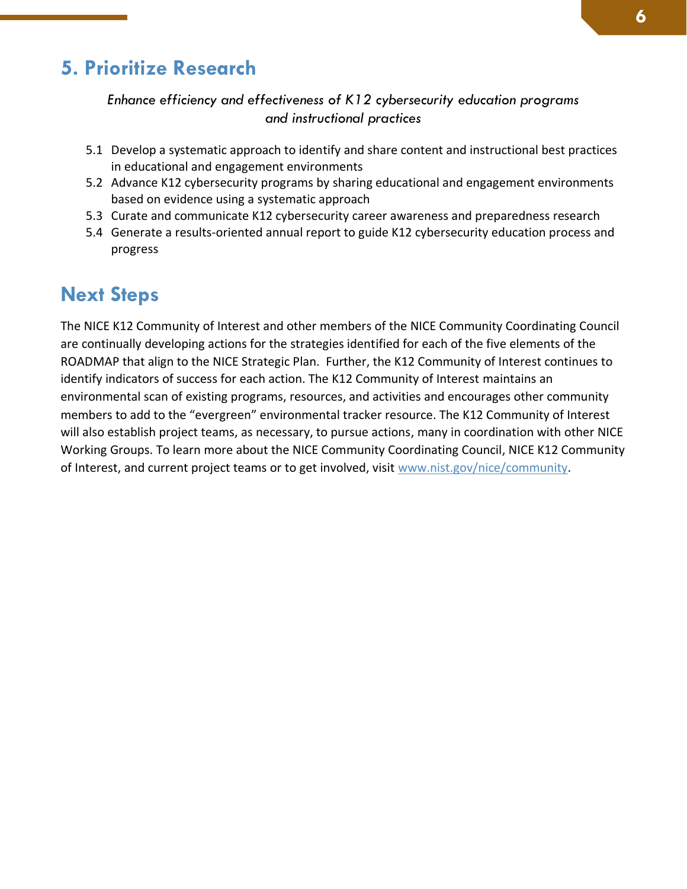## 5. Prioritize Research

*Enhance efficiency and effectiveness of K12 cybersecurity education programs and instructional practices*

5.1 Develop a systematic approach to identify and share content and instructional best practices in educational and engagement environments
5.2 Advance K12 cybersecurity programs by sharing educational and engagement environments based on evidence using a systematic approach
5.3 Curate and communicate K12 cybersecurity career awareness and preparedness research
5.4 Generate a results-oriented annual report to guide K12 cybersecurity education process and progress

## Next Steps

The NICE K12 Community of Interest and other members of the NICE Community Coordinating Council are continually developing actions for the strategies identified for each of the five elements of the ROADMAP that align to the NICE Strategic Plan. Further, the K12 Community of Interest continues to identify indicators of success for each action. The K12 Community of Interest maintains an environmental scan of existing programs, resources, and activities and encourages other community members to add to the "evergreen" environmental tracker resource. The K12 Community of Interest will also establish project teams, as necessary, to pursue actions, many in coordination with other NICE Working Groups. To learn more about the NICE Community Coordinating Council, NICE K12 Community of Interest, and current project teams or to get involved, visit [www.nist.gov/nice/community](www.nist.gov/nice/community).